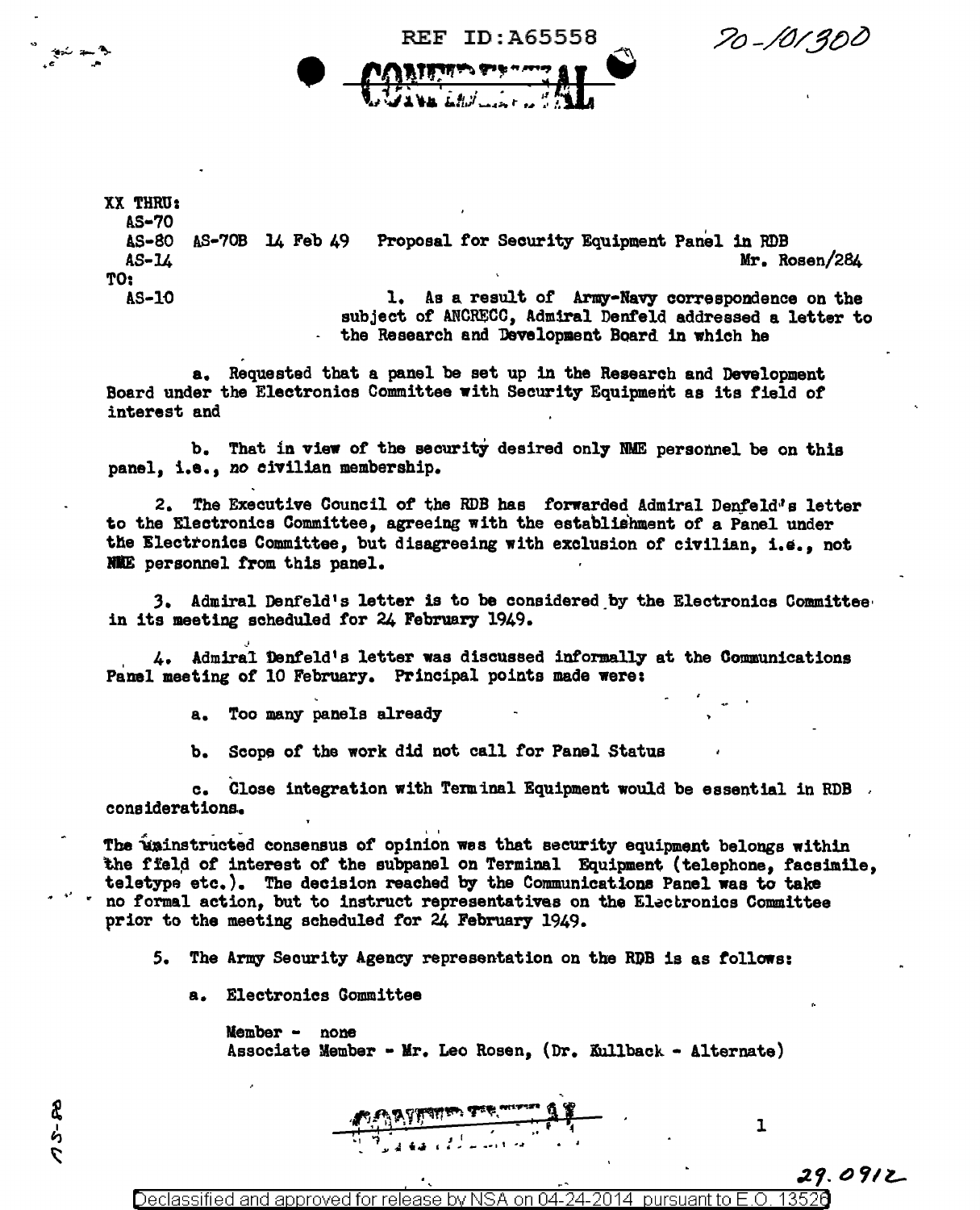REF ID:A65558

20-101300

CONFIDENTIAL

XX THRU:
AS-70
AS-80 AS-70B 14 Feb 49 Proposal for Security Equipment Panel in RDB
AS-14 Mr. Rosen/284
TO:
AS-10

1. As a result of Army-Navy correspondence on the subject of ANCRECC, Admiral Denfeld addressed a letter to the Research and Development Board in which he

a. Requested that a panel be set up in the Research and Development Board under the Electronics Committee with Security Equipment as its field of interest and

b. That in view of the security desired only NME personnel be on this panel, i.e., no civilian membership.

2. The Executive Council of the RDB has forwarded Admiral Denfeld's letter to the Electronics Committee, agreeing with the establishment of a Panel under the Electronics Committee, but disagreeing with exclusion of civilian, i.e., not NME personnel from this panel.

3. Admiral Denfeld's letter is to be considered by the Electronics Committee in its meeting scheduled for 24 February 1949.

4. Admiral Denfeld's letter was discussed informally at the Communications Panel meeting of 10 February. Principal points made were:

a. Too many panels already

b. Scope of the work did not call for Panel Status

c. Close integration with Terminal Equipment would be essential in RDB considerations.

The uninstructed consensus of opinion was that security equipment belongs within the field of interest of the subpanel on Terminal Equipment (telephone, facsimile, teletype etc.). The decision reached by the Communications Panel was to take no formal action, but to instruct representatives on the Electronics Committee prior to the meeting scheduled for 24 February 1949.

5. The Army Security Agency representation on the RDB is as follows:

a. Electronics Committee

Member - none
Associate Member - Mr. Leo Rosen, (Dr. Kullback - Alternate)

CONFIDENTIAL

29.0912

Declassified and approved for release by NSA on 04-24-2014 pursuant to E.O. 13526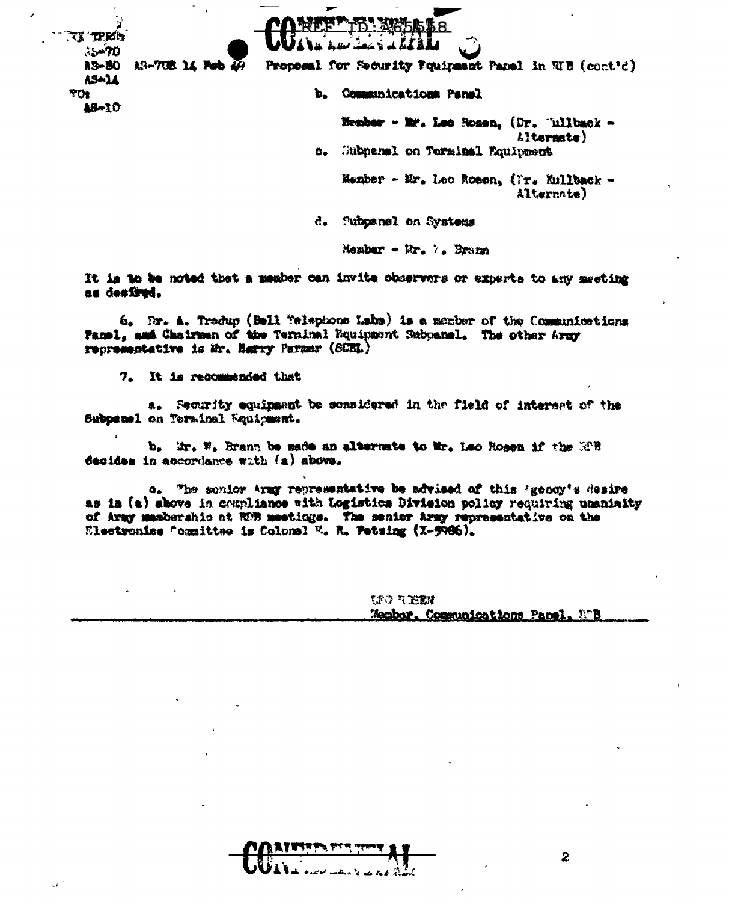CONFIDENTIAL

REF ID:A65658

AS-70
AS-80 AS-70B 14 Feb 49 Proposal for Security Equipment Panel in RDB (cont'd)
AS-14
TO:
AS-10

b. Communications Panel

Member - Mr. Leo Rosen, (Dr. Kullback - Alternate)

c. Subpanel on Terminal Equipment

Member - Mr. Leo Rosen, (Dr. Kullback - Alternate)

d. Subpanel on Systems

Member - Mr. ?. Brann

It is to be noted that a member can invite observers or experts to any meeting as desired.

6. Dr. A. Tradup (Bell Telephone Labs) is a member of the Communications Panel, and Chairman of the Terminal Equipment Subpanel. The other Army representative is Mr. Harry Parmer (SCEL)

7. It is recommended that

a. Security equipment be considered in the field of interest of the Subpanel on Terminal Equipment.

b. Mr. W. Brann be made an alternate to Mr. Leo Rosen if the RDB decides in accordance with (a) above.

c. The senior Army representative be advised of this Agency's desire as in (a) above in compliance with Logistics Division policy requiring unanimity of Army membership at RDB meetings. The senior Army representative on the Electronics Committee is Colonel E. R. Petzing (X-9986).

LEO ROSEN
Member, Communications Panel, RDB

CONFIDENTIAL